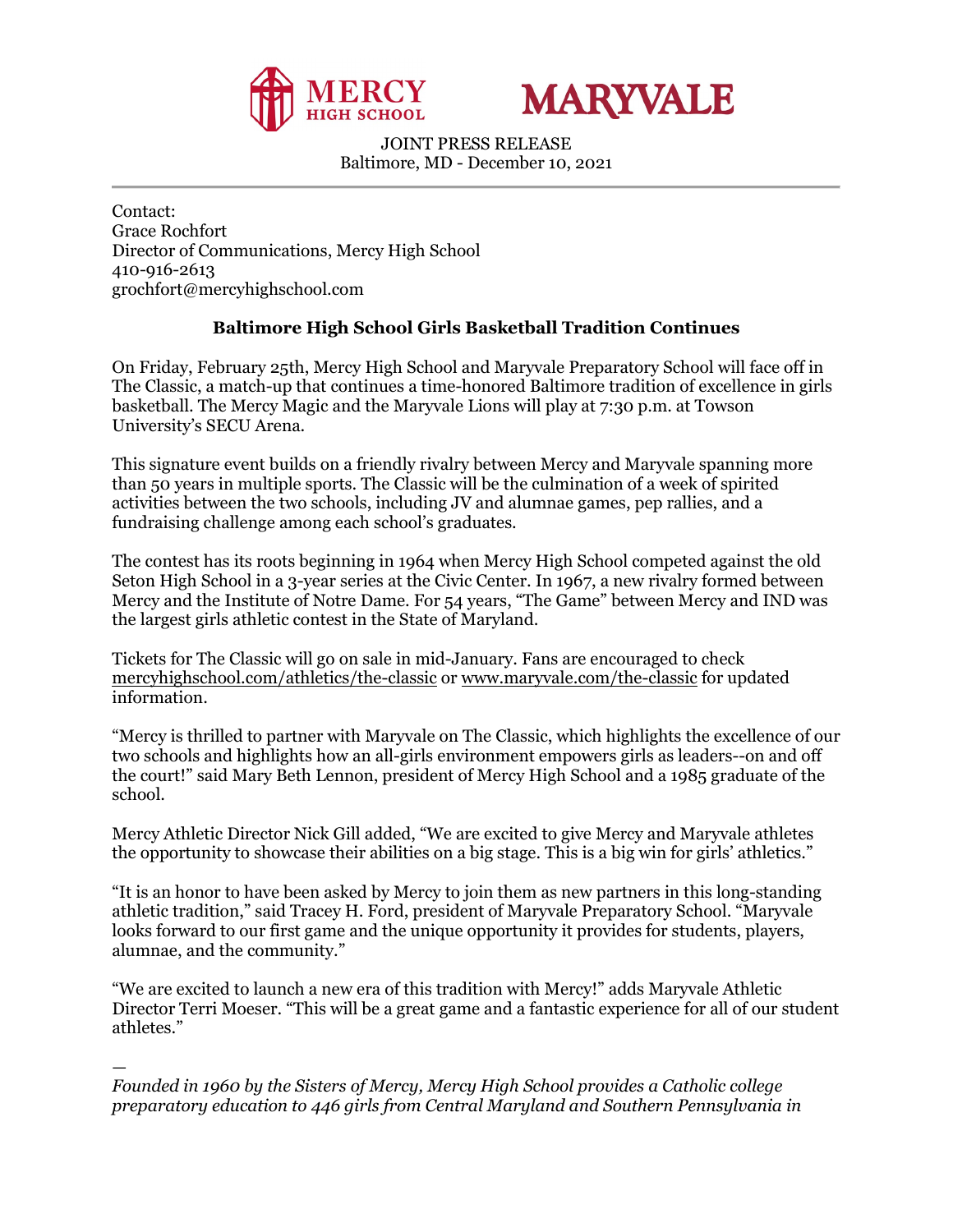MERCY HIGH SCHOOL MARYVALE

JOINT PRESS RELEASE
Baltimore, MD - December 10, 2021

---

Contact:
Grace Rochfort
Director of Communications, Mercy High School
410-916-2613
grochfort@mercyhighschool.com

**Baltimore High School Girls Basketball Tradition Continues**

On Friday, February 25th, Mercy High School and Maryvale Preparatory School will face off in The Classic, a match-up that continues a time-honored Baltimore tradition of excellence in girls basketball. The Mercy Magic and the Maryvale Lions will play at 7:30 p.m. at Towson University's SECU Arena.

This signature event builds on a friendly rivalry between Mercy and Maryvale spanning more than 50 years in multiple sports. The Classic will be the culmination of a week of spirited activities between the two schools, including JV and alumnae games, pep rallies, and a fundraising challenge among each school's graduates.

The contest has its roots beginning in 1964 when Mercy High School competed against the old Seton High School in a 3-year series at the Civic Center. In 1967, a new rivalry formed between Mercy and the Institute of Notre Dame. For 54 years, "The Game" between Mercy and IND was the largest girls athletic contest in the State of Maryland.

Tickets for The Classic will go on sale in mid-January. Fans are encouraged to check mercyhighschool.com/athletics/the-classic or www.maryvale.com/the-classic for updated information.

"Mercy is thrilled to partner with Maryvale on The Classic, which highlights the excellence of our two schools and highlights how an all-girls environment empowers girls as leaders--on and off the court!" said Mary Beth Lennon, president of Mercy High School and a 1985 graduate of the school.

Mercy Athletic Director Nick Gill added, "We are excited to give Mercy and Maryvale athletes the opportunity to showcase their abilities on a big stage. This is a big win for girls' athletics."

"It is an honor to have been asked by Mercy to join them as new partners in this long-standing athletic tradition," said Tracey H. Ford, president of Maryvale Preparatory School. "Maryvale looks forward to our first game and the unique opportunity it provides for students, players, alumnae, and the community."

"We are excited to launch a new era of this tradition with Mercy!" adds Maryvale Athletic Director Terri Moeser. "This will be a great game and a fantastic experience for all of our student athletes."

—
*Founded in 1960 by the Sisters of Mercy, Mercy High School provides a Catholic college preparatory education to 446 girls from Central Maryland and Southern Pennsylvania in*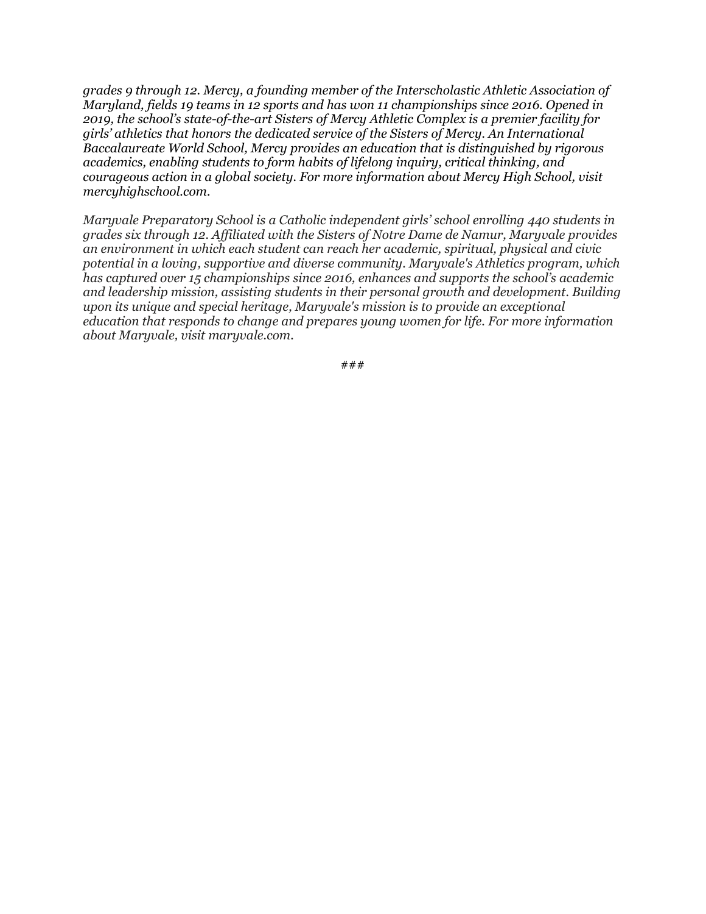*grades 9 through 12. Mercy, a founding member of the Interscholastic Athletic Association of Maryland, fields 19 teams in 12 sports and has won 11 championships since 2016. Opened in 2019, the school's state-of-the-art Sisters of Mercy Athletic Complex is a premier facility for girls' athletics that honors the dedicated service of the Sisters of Mercy. An International Baccalaureate World School, Mercy provides an education that is distinguished by rigorous academics, enabling students to form habits of lifelong inquiry, critical thinking, and courageous action in a global society. For more information about Mercy High School, visit mercyhighschool.com.*

*Maryvale Preparatory School is a Catholic independent girls' school enrolling 440 students in grades six through 12. Affiliated with the Sisters of Notre Dame de Namur, Maryvale provides an environment in which each student can reach her academic, spiritual, physical and civic potential in a loving, supportive and diverse community. Maryvale's Athletics program, which has captured over 15 championships since 2016, enhances and supports the school's academic and leadership mission, assisting students in their personal growth and development. Building upon its unique and special heritage, Maryvale's mission is to provide an exceptional education that responds to change and prepares young women for life. For more information about Maryvale, visit maryvale.com.*

###